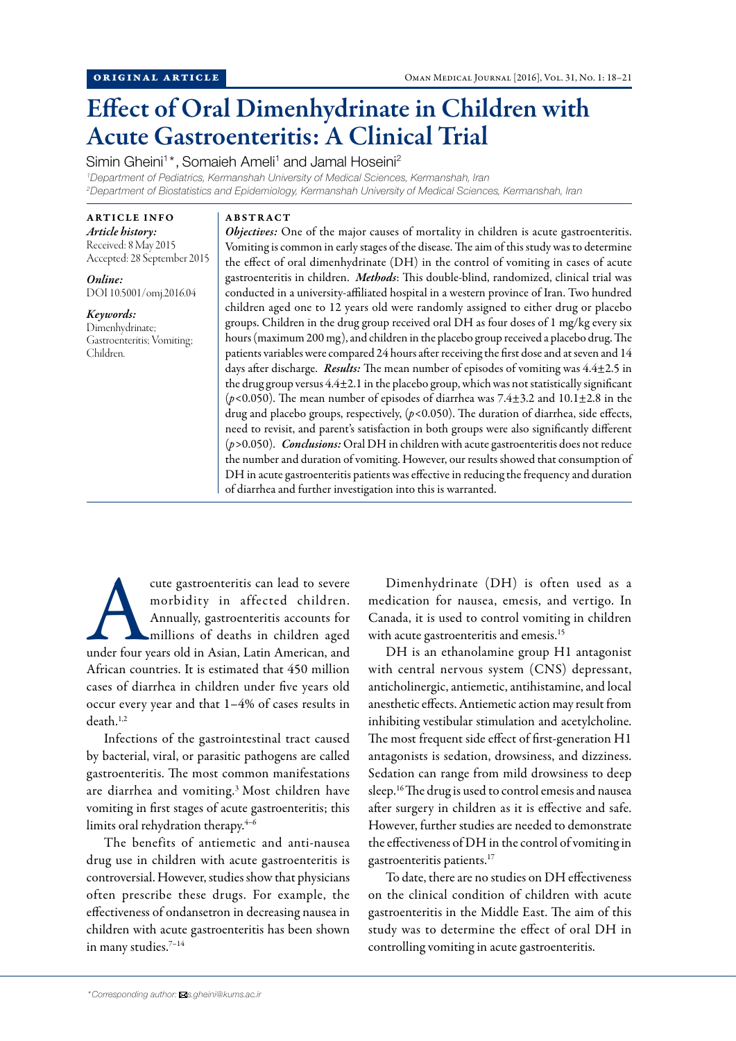ORIGINAL ARTICLE

# Effect of Oral Dimenhydrinate in Children with Acute Gastroenteritis: A Clinical Trial

Simin Gheini[1]*, Somaieh Ameli[1] and Jamal Hoseini[2]

*[1]Department of Pediatrics, Kermanshah University of Medical Sciences, Kermanshah, Iran*
*[2]Department of Biostatistics and Epidemiology, Kermanshah University of Medical Sciences, Kermanshah, Iran*

**ARTICLE INFO**

*Article history:*
Received: 8 May 2015
Accepted: 28 September 2015

*Online:*
DOI 10.5001/omj.2016.04

*Keywords:*
Dimenhydrinate; Gastroenteritis; Vomiting; Children.

**ABSTRACT**

***Objectives:*** One of the major causes of mortality in children is acute gastroenteritis. Vomiting is common in early stages of the disease. The aim of this study was to determine the effect of oral dimenhydrinate (DH) in the control of vomiting in cases of acute gastroenteritis in children. ***Methods***: This double-blind, randomized, clinical trial was conducted in a university-affiliated hospital in a western province of Iran. Two hundred children aged one to 12 years old were randomly assigned to either drug or placebo groups. Children in the drug group received oral DH as four doses of 1 mg/kg every six hours (maximum 200 mg), and children in the placebo group received a placebo drug. The patients variables were compared 24 hours after receiving the first dose and at seven and 14 days after discharge. ***Results:*** The mean number of episodes of vomiting was 4.4±2.5 in the drug group versus 4.4±2.1 in the placebo group, which was not statistically significant ($p<0.050$). The mean number of episodes of diarrhea was 7.4±3.2 and 10.1±2.8 in the drug and placebo groups, respectively, ($p<0.050$). The duration of diarrhea, side effects, need to revisit, and parent's satisfaction in both groups were also significantly different ($p>0.050$). ***Conclusions:*** Oral DH in children with acute gastroenteritis does not reduce the number and duration of vomiting. However, our results showed that consumption of DH in acute gastroenteritis patients was effective in reducing the frequency and duration of diarrhea and further investigation into this is warranted.

Acute gastroenteritis can lead to severe morbidity in affected children. Annually, gastroenteritis accounts for millions of deaths in children aged under four years old in Asian, Latin American, and African countries. It is estimated that 450 million cases of diarrhea in children under five years old occur every year and that 1–4% of cases results in death.[1,2]

Infections of the gastrointestinal tract caused by bacterial, viral, or parasitic pathogens are called gastroenteritis. The most common manifestations are diarrhea and vomiting.[3] Most children have vomiting in first stages of acute gastroenteritis; this limits oral rehydration therapy.[4–6]

The benefits of antiemetic and anti-nausea drug use in children with acute gastroenteritis is controversial. However, studies show that physicians often prescribe these drugs. For example, the effectiveness of ondansetron in decreasing nausea in children with acute gastroenteritis has been shown in many studies.[7–14]

Dimenhydrinate (DH) is often used as a medication for nausea, emesis, and vertigo. In Canada, it is used to control vomiting in children with acute gastroenteritis and emesis.[15]

DH is an ethanolamine group H1 antagonist with central nervous system (CNS) depressant, anticholinergic, antiemetic, antihistamine, and local anesthetic effects. Antiemetic action may result from inhibiting vestibular stimulation and acetylcholine. The most frequent side effect of first-generation H1 antagonists is sedation, drowsiness, and dizziness. Sedation can range from mild drowsiness to deep sleep.[16] The drug is used to control emesis and nausea after surgery in children as it is effective and safe. However, further studies are needed to demonstrate the effectiveness of DH in the control of vomiting in gastroenteritis patients.[17]

To date, there are no studies on DH effectiveness on the clinical condition of children with acute gastroenteritis in the Middle East. The aim of this study was to determine the effect of oral DH in controlling vomiting in acute gastroenteritis.

*\*Corresponding author: s.gheini@kums.ac.ir*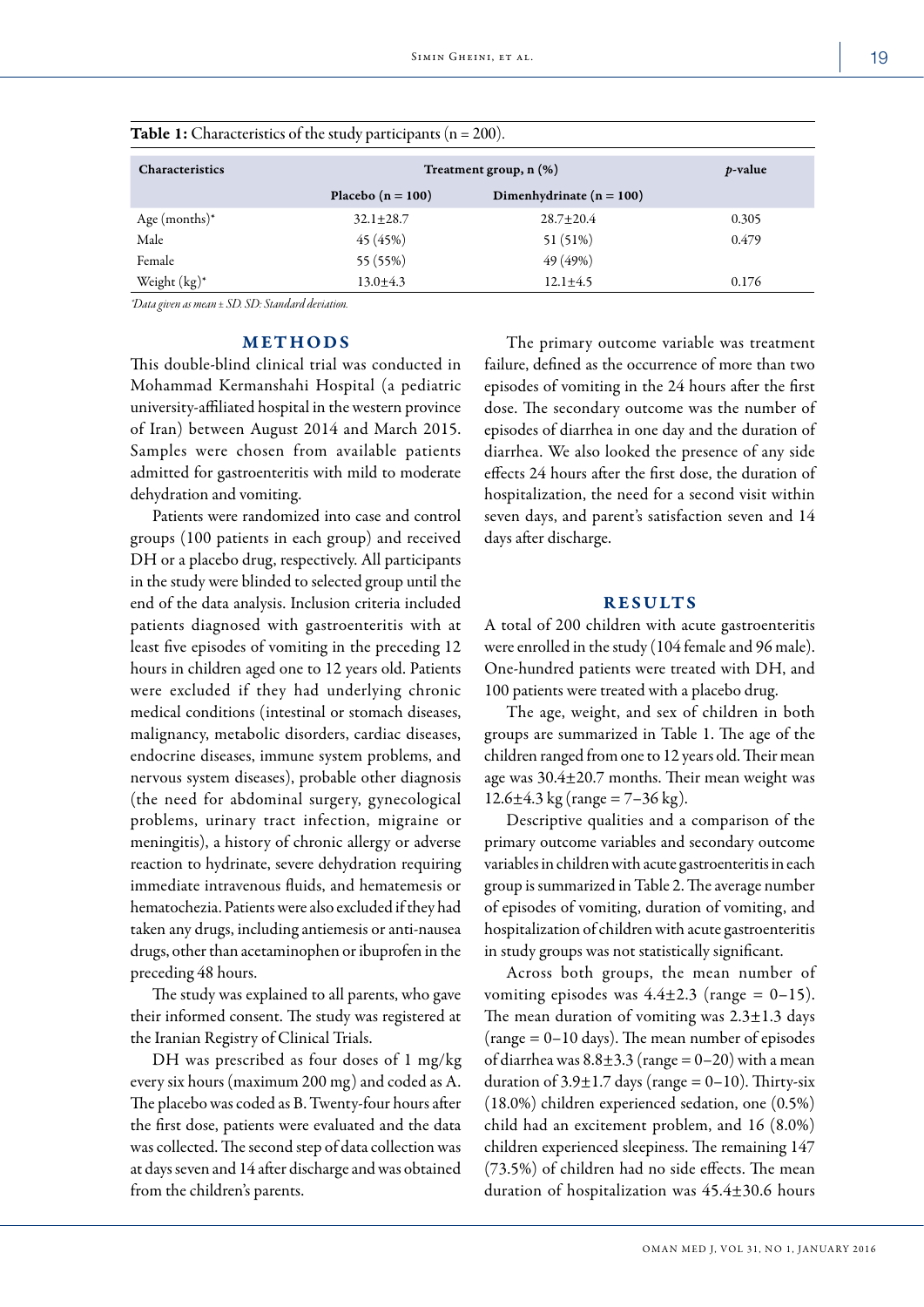**Table 1:** Characteristics of the study participants (n = 200).

| Characteristics | Treatment group, n (%) | | *p*-value |
|---|---|---|---|
| | Placebo (n = 100) | Dimenhydrinate (n = 100) | |
| Age (months)* | 32.1±28.7 | 28.7±20.4 | 0.305 |
| Male | 45 (45%) | 51 (51%) | 0.479 |
| Female | 55 (55%) | 49 (49%) | |
| Weight (kg)* | 13.0±4.3 | 12.1±4.5 | 0.176 |

*\*Data given as mean ± SD. SD: Standard deviation.*

## METHODS

This double-blind clinical trial was conducted in Mohammad Kermanshahi Hospital (a pediatric university-affiliated hospital in the western province of Iran) between August 2014 and March 2015. Samples were chosen from available patients admitted for gastroenteritis with mild to moderate dehydration and vomiting.

Patients were randomized into case and control groups (100 patients in each group) and received DH or a placebo drug, respectively. All participants in the study were blinded to selected group until the end of the data analysis. Inclusion criteria included patients diagnosed with gastroenteritis with at least five episodes of vomiting in the preceding 12 hours in children aged one to 12 years old. Patients were excluded if they had underlying chronic medical conditions (intestinal or stomach diseases, malignancy, metabolic disorders, cardiac diseases, endocrine diseases, immune system problems, and nervous system diseases), probable other diagnosis (the need for abdominal surgery, gynecological problems, urinary tract infection, migraine or meningitis), a history of chronic allergy or adverse reaction to hydrinate, severe dehydration requiring immediate intravenous fluids, and hematemesis or hematochezia. Patients were also excluded if they had taken any drugs, including antiemesis or anti-nausea drugs, other than acetaminophen or ibuprofen in the preceding 48 hours.

The study was explained to all parents, who gave their informed consent. The study was registered at the Iranian Registry of Clinical Trials.

DH was prescribed as four doses of 1 mg/kg every six hours (maximum 200 mg) and coded as A. The placebo was coded as B. Twenty-four hours after the first dose, patients were evaluated and the data was collected. The second step of data collection was at days seven and 14 after discharge and was obtained from the children's parents.

The primary outcome variable was treatment failure, defined as the occurrence of more than two episodes of vomiting in the 24 hours after the first dose. The secondary outcome was the number of episodes of diarrhea in one day and the duration of diarrhea. We also looked the presence of any side effects 24 hours after the first dose, the duration of hospitalization, the need for a second visit within seven days, and parent's satisfaction seven and 14 days after discharge.

## RESULTS

A total of 200 children with acute gastroenteritis were enrolled in the study (104 female and 96 male). One-hundred patients were treated with DH, and 100 patients were treated with a placebo drug.

The age, weight, and sex of children in both groups are summarized in Table 1. The age of the children ranged from one to 12 years old. Their mean age was 30.4±20.7 months. Their mean weight was 12.6±4.3 kg (range = 7–36 kg).

Descriptive qualities and a comparison of the primary outcome variables and secondary outcome variables in children with acute gastroenteritis in each group is summarized in Table 2. The average number of episodes of vomiting, duration of vomiting, and hospitalization of children with acute gastroenteritis in study groups was not statistically significant.

Across both groups, the mean number of vomiting episodes was 4.4±2.3 (range = 0–15). The mean duration of vomiting was 2.3±1.3 days (range = 0–10 days). The mean number of episodes of diarrhea was 8.8±3.3 (range = 0–20) with a mean duration of 3.9±1.7 days (range = 0–10). Thirty-six (18.0%) children experienced sedation, one (0.5%) child had an excitement problem, and 16 (8.0%) children experienced sleepiness. The remaining 147 (73.5%) of children had no side effects. The mean duration of hospitalization was 45.4±30.6 hours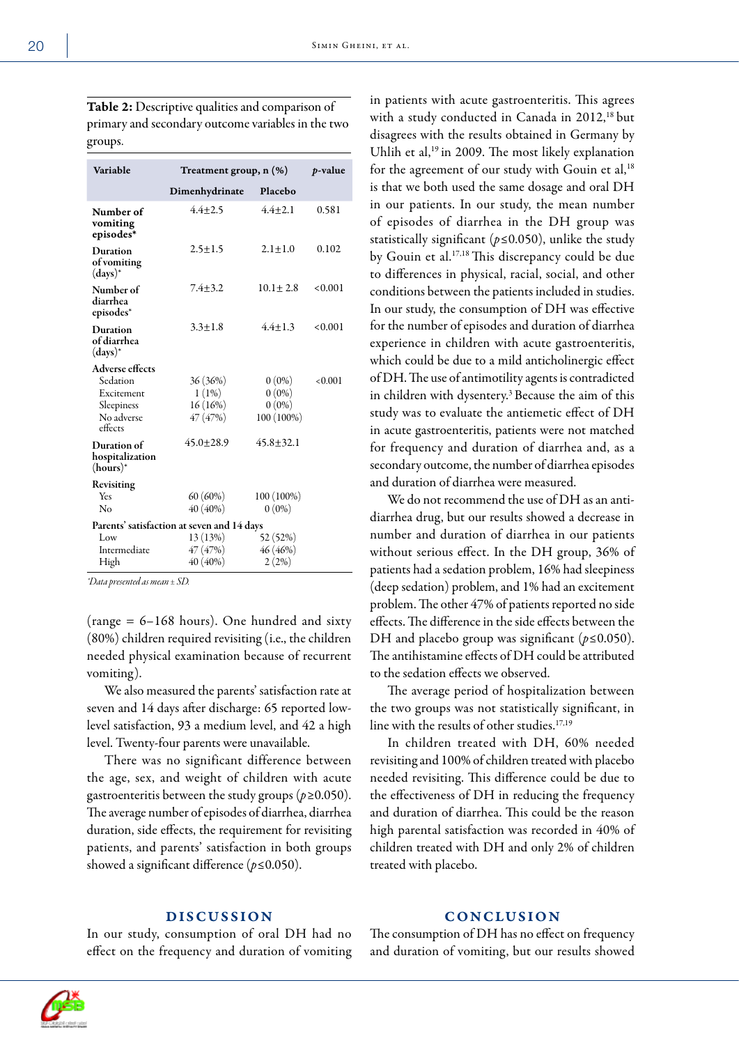**Table 2:** Descriptive qualities and comparison of primary and secondary outcome variables in the two groups.

| Variable | Treatment group, n (%) | | *p*-value |
|---|---|---|---|
| | Dimenhydrinate | Placebo | |
| **Number of vomiting episodes*** | 4.4±2.5 | 4.4±2.1 | 0.581 |
| **Duration of vomiting (days)*** | 2.5±1.5 | 2.1±1.0 | 0.102 |
| **Number of diarrhea episodes*** | 7.4±3.2 | 10.1± 2.8 | <0.001 |
| **Duration of diarrhea (days)*** | 3.3±1.8 | 4.4±1.3 | <0.001 |
| **Adverse effects** | | | <0.001 |
| Sedation | 36 (36%) | 0 (0%) | |
| Excitement | 1 (1%) | 0 (0%) | |
| Sleepiness | 16 (16%) | 0 (0%) | |
| No adverse effects | 47 (47%) | 100 (100%) | |
| **Duration of hospitalization (hours)*** | 45.0±28.9 | 45.8±32.1 | |
| **Revisiting** | | | |
| Yes | 60 (60%) | 100 (100%) | |
| No | 40 (40%) | 0 (0%) | |
| **Parents' satisfaction at seven and 14 days** | | | |
| Low | 13 (13%) | 52 (52%) | |
| Intermediate | 47 (47%) | 46 (46%) | |
| High | 40 (40%) | 2 (2%) | |

*Data presented as mean ± SD.

(range = 6–168 hours). One hundred and sixty (80%) children required revisiting (i.e., the children needed physical examination because of recurrent vomiting).

We also measured the parents' satisfaction rate at seven and 14 days after discharge: 65 reported low-level satisfaction, 93 a medium level, and 42 a high level. Twenty-four parents were unavailable.

There was no significant difference between the age, sex, and weight of children with acute gastroenteritis between the study groups ($p \geq 0.050$). The average number of episodes of diarrhea, diarrhea duration, side effects, the requirement for revisiting patients, and parents' satisfaction in both groups showed a significant difference ($p \leq 0.050$).

## DISCUSSION

In our study, consumption of oral DH had no effect on the frequency and duration of vomiting in patients with acute gastroenteritis. This agrees with a study conducted in Canada in 2012,[18] but disagrees with the results obtained in Germany by Uhlih et al,[19] in 2009. The most likely explanation for the agreement of our study with Gouin et al,[18] is that we both used the same dosage and oral DH in our patients. In our study, the mean number of episodes of diarrhea in the DH group was statistically significant ($p \leq 0.050$), unlike the study by Gouin et al.[17,18] This discrepancy could be due to differences in physical, racial, social, and other conditions between the patients included in studies. In our study, the consumption of DH was effective for the number of episodes and duration of diarrhea experience in children with acute gastroenteritis, which could be due to a mild anticholinergic effect of DH. The use of antimotility agents is contradicted in children with dysentery.[3] Because the aim of this study was to evaluate the antiemetic effect of DH in acute gastroenteritis, patients were not matched for frequency and duration of diarrhea and, as a secondary outcome, the number of diarrhea episodes and duration of diarrhea were measured.

We do not recommend the use of DH as an anti-diarrhea drug, but our results showed a decrease in number and duration of diarrhea in our patients without serious effect. In the DH group, 36% of patients had a sedation problem, 16% had sleepiness (deep sedation) problem, and 1% had an excitement problem. The other 47% of patients reported no side effects. The difference in the side effects between the DH and placebo group was significant ($p \leq 0.050$). The antihistamine effects of DH could be attributed to the sedation effects we observed.

The average period of hospitalization between the two groups was not statistically significant, in line with the results of other studies.[17,19]

In children treated with DH, 60% needed revisiting and 100% of children treated with placebo needed revisiting. This difference could be due to the effectiveness of DH in reducing the frequency and duration of diarrhea. This could be the reason high parental satisfaction was recorded in 40% of children treated with DH and only 2% of children treated with placebo.

## CONCLUSION

The consumption of DH has no effect on frequency and duration of vomiting, but our results showed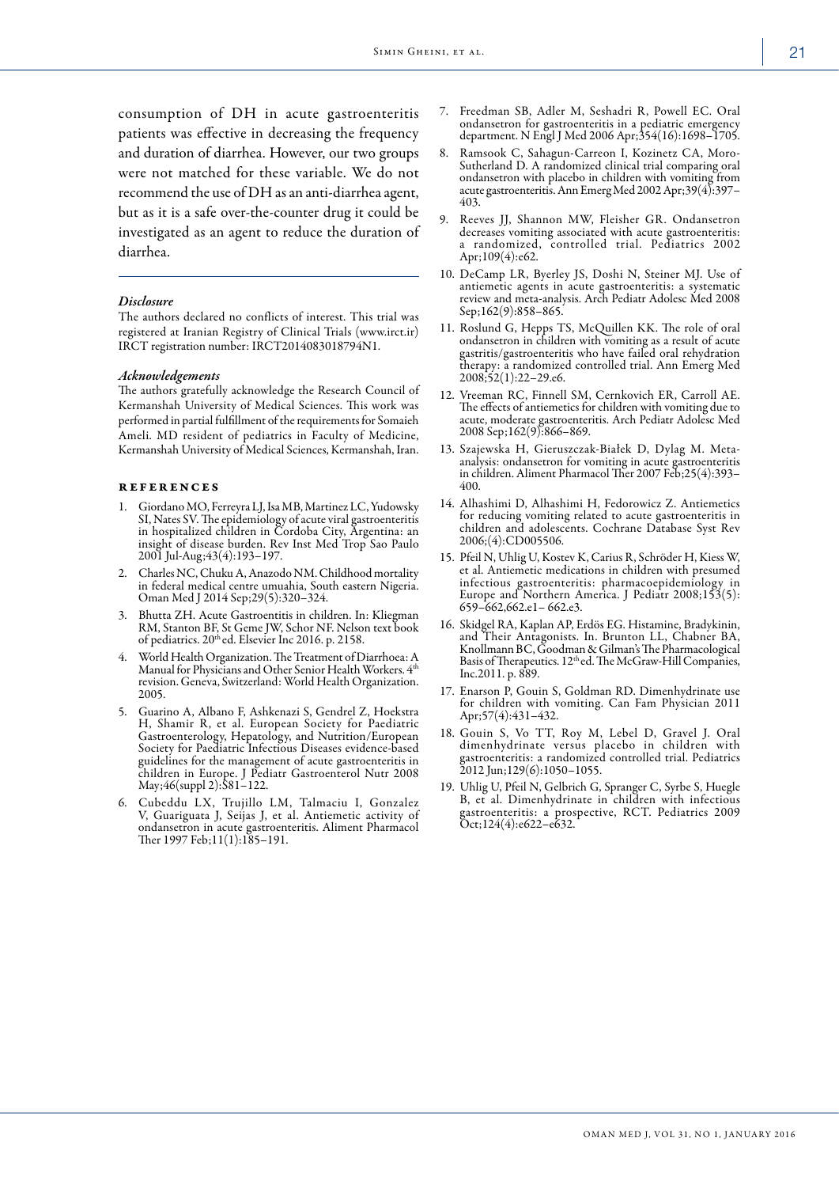consumption of DH in acute gastroenteritis patients was effective in decreasing the frequency and duration of diarrhea. However, our two groups were not matched for these variable. We do not recommend the use of DH as an anti-diarrhea agent, but as it is a safe over-the-counter drug it could be investigated as an agent to reduce the duration of diarrhea.

### *Disclosure*

The authors declared no conflicts of interest. This trial was registered at Iranian Registry of Clinical Trials (www.irct.ir) IRCT registration number: IRCT2014083018794N1.

### *Acknowledgements*

The authors gratefully acknowledge the Research Council of Kermanshah University of Medical Sciences. This work was performed in partial fulfillment of the requirements for Somaieh Ameli. MD resident of pediatrics in Faculty of Medicine, Kermanshah University of Medical Sciences, Kermanshah, Iran.

## REFERENCES

1. Giordano MO, Ferreyra LJ, Isa MB, Martinez LC, Yudowsky SI, Nates SV. The epidemiology of acute viral gastroenteritis in hospitalized children in Cordoba City, Argentina: an insight of disease burden. Rev Inst Med Trop Sao Paulo 2001 Jul-Aug;43(4):193–197.
2. Charles NC, Chuku A, Anazodo NM. Childhood mortality in federal medical centre umuahia, South eastern Nigeria. Oman Med J 2014 Sep;29(5):320–324.
3. Bhutta ZH. Acute Gastroentitis in children. In: Kliegman RM, Stanton BF, St Geme JW, Schor NF. Nelson text book of pediatrics. 20th ed. Elsevier Inc 2016. p. 2158.
4. World Health Organization. The Treatment of Diarrhoea: A Manual for Physicians and Other Senior Health Workers. 4th revision. Geneva, Switzerland: World Health Organization. 2005.
5. Guarino A, Albano F, Ashkenazi S, Gendrel Z, Hoekstra H, Shamir R, et al. European Society for Paediatric Gastroenterology, Hepatology, and Nutrition/European Society for Paediatric Infectious Diseases evidence-based guidelines for the management of acute gastroenteritis in children in Europe. J Pediatr Gastroenterol Nutr 2008 May;46(suppl 2):S81–122.
6. Cubeddu LX, Trujillo LM, Talmaciu I, Gonzalez V, Guariguata J, Seijas J, et al. Antiemetic activity of ondansetron in acute gastroenteritis. Aliment Pharmacol Ther 1997 Feb;11(1):185–191.
7. Freedman SB, Adler M, Seshadri R, Powell EC. Oral ondansetron for gastroenteritis in a pediatric emergency department. N Engl J Med 2006 Apr;354(16):1698–1705.
8. Ramsook C, Sahagun-Carreon I, Kozinetz CA, Moro-Sutherland D. A randomized clinical trial comparing oral ondansetron with placebo in children with vomiting from acute gastroenteritis. Ann Emerg Med 2002 Apr;39(4):397–403.
9. Reeves JJ, Shannon MW, Fleisher GR. Ondansetron decreases vomiting associated with acute gastroenteritis: a randomized, controlled trial. Pediatrics 2002 Apr;109(4):e62.
10. DeCamp LR, Byerley JS, Doshi N, Steiner MJ. Use of antiemetic agents in acute gastroenteritis: a systematic review and meta-analysis. Arch Pediatr Adolesc Med 2008 Sep;162(9):858–865.
11. Roslund G, Hepps TS, McQuillen KK. The role of oral ondansetron in children with vomiting as a result of acute gastritis/gastroenteritis who have failed oral rehydration therapy: a randomized controlled trial. Ann Emerg Med 2008;52(1):22–29.e6.
12. Vreeman RC, Finnell SM, Cernkovich ER, Carroll AE. The effects of antiemetics for children with vomiting due to acute, moderate gastroenteritis. Arch Pediatr Adolesc Med 2008 Sep;162(9):866–869.
13. Szajewska H, Gieruszczak-Białek D, Dylag M. Meta-analysis: ondansetron for vomiting in acute gastroenteritis in children. Aliment Pharmacol Ther 2007 Feb;25(4):393–400.
14. Alhashimi D, Alhashimi H, Fedorowicz Z. Antiemetics for reducing vomiting related to acute gastroenteritis in children and adolescents. Cochrane Database Syst Rev 2006;(4):CD005506.
15. Pfeil N, Uhlig U, Kostev K, Carius R, Schröder H, Kiess W, et al. Antiemetic medications in children with presumed infectious gastroenteritis: pharmacoepidemiology in Europe and Northern America. J Pediatr 2008;153(5): 659–662,662.e1– 662.e3.
16. Skidgel RA, Kaplan AP, Erdös EG. Histamine, Bradykinin, and Their Antagonists. In. Brunton LL, Chabner BA, Knollmann BC, Goodman & Gilman's The Pharmacological Basis of Therapeutics. 12th ed. The McGraw-Hill Companies, Inc.2011. p. 889.
17. Enarson P, Gouin S, Goldman RD. Dimenhydrinate use for children with vomiting. Can Fam Physician 2011 Apr;57(4):431–432.
18. Gouin S, Vo TT, Roy M, Lebel D, Gravel J. Oral dimenhydrinate versus placebo in children with gastroenteritis: a randomized controlled trial. Pediatrics 2012 Jun;129(6):1050–1055.
19. Uhlig U, Pfeil N, Gelbrich G, Spranger C, Syrbe S, Huegle B, et al. Dimenhydrinate in children with infectious gastroenteritis: a prospective, RCT. Pediatrics 2009 Oct;124(4):e622–e632.